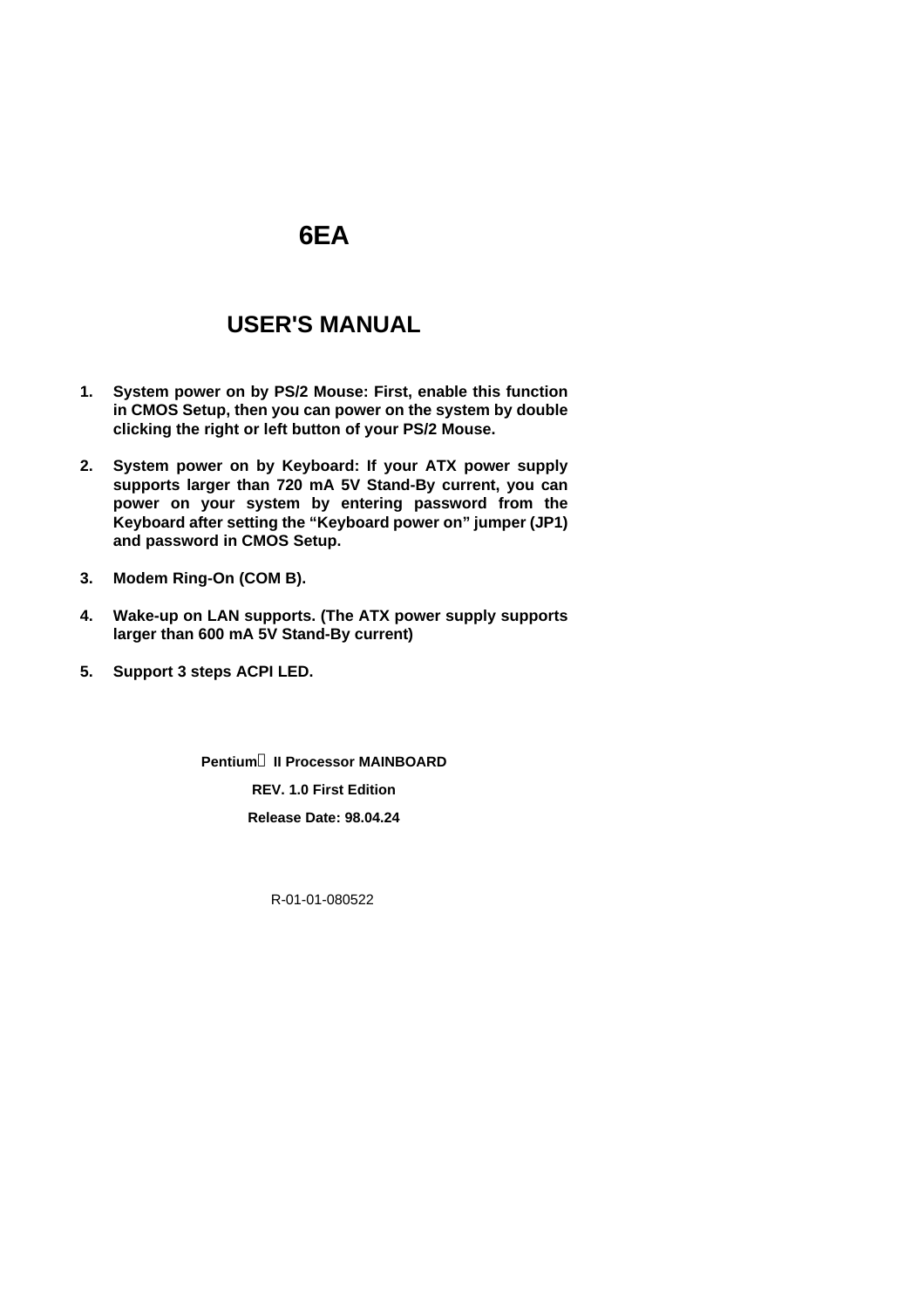# 6EA

# USER'S MANUAL

1. **System power on by PS/2 Mouse: First, enable this function in CMOS Setup, then you can power on the system by double clicking the right or left button of your PS/2 Mouse.**

2. **System power on by Keyboard: If your ATX power supply supports larger than 720 mA 5V Stand-By current, you can power on your system by entering password from the Keyboard after setting the “Keyboard power on” jumper (JP1) and password in CMOS Setup.**

3. **Modem Ring-On (COM B).**

4. **Wake-up on LAN supports. (The ATX power supply supports larger than 600 mA 5V Stand-By current)**

5. **Support 3 steps ACPI LED.**

**Pentium II Processor MAINBOARD**

**REV. 1.0 First Edition**

**Release Date: 98.04.24**

R-01-01-080522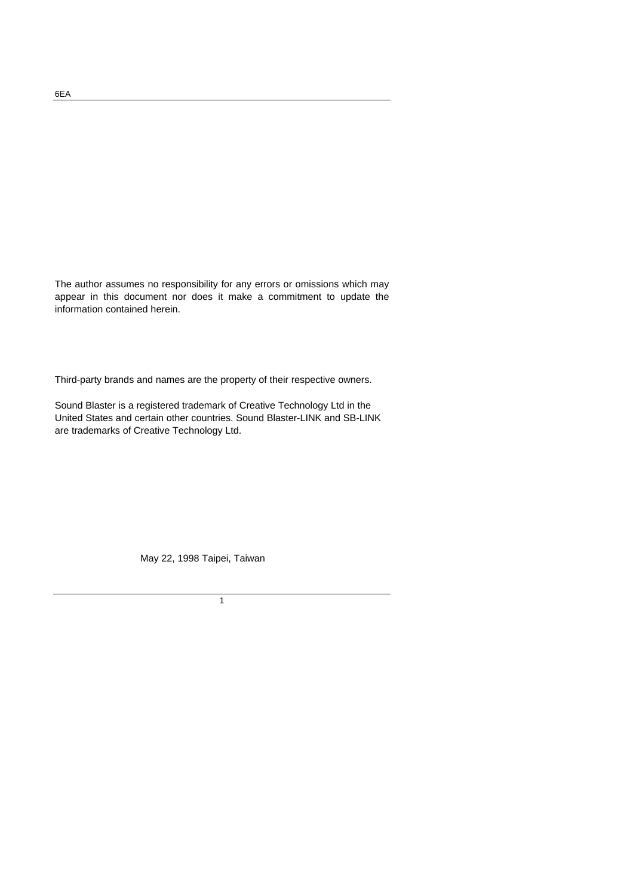The author assumes no responsibility for any errors or omissions which may appear in this document nor does it make a commitment to update the information contained herein.

Third-party brands and names are the property of their respective owners.

Sound Blaster is a registered trademark of Creative Technology Ltd in the United States and certain other countries. Sound Blaster-LINK and SB-LINK are trademarks of Creative Technology Ltd.

May 22, 1998 Taipei, Taiwan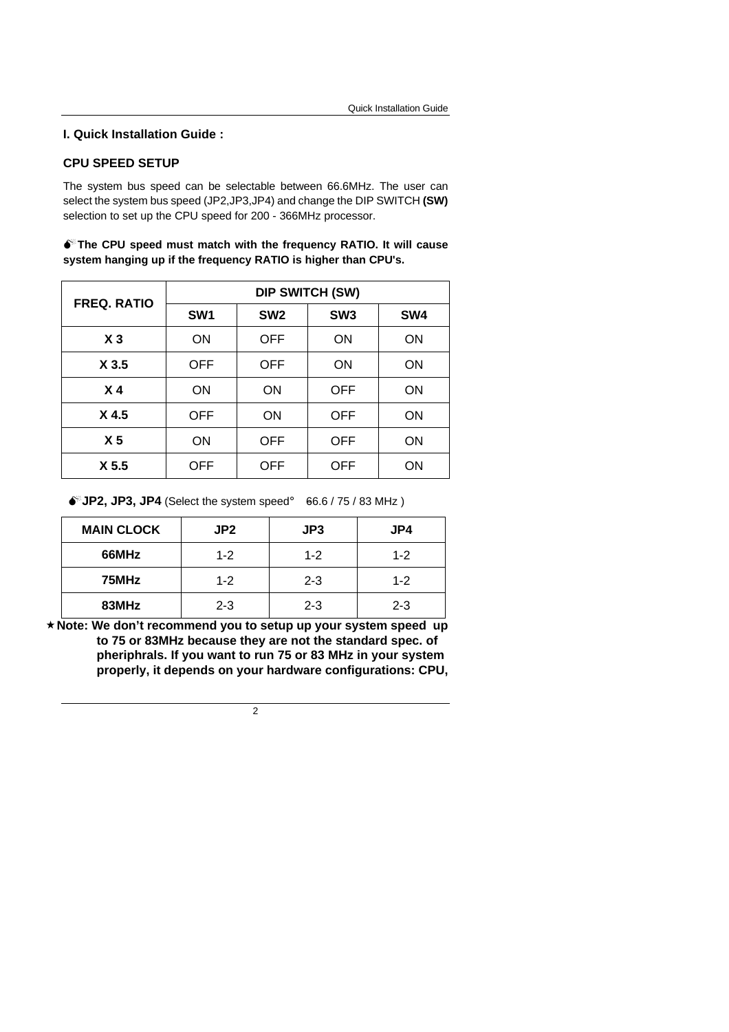# I. Quick Installation Guide :

## CPU SPEED SETUP

The system bus speed can be selectable between 66.6MHz. The user can select the system bus speed (JP2,JP3,JP4) and change the DIP SWITCH **(SW)** selection to set up the CPU speed for 200 - 366MHz processor.

**The CPU speed must match with the frequency RATIO. It will cause system hanging up if the frequency RATIO is higher than CPU's.**

| FREQ. RATIO | DIP SWITCH (SW) | | | |
|---|---|---|---|---|
| | SW1 | SW2 | SW3 | SW4 |
| X 3 | ON | OFF | ON | ON |
| X 3.5 | OFF | OFF | ON | ON |
| X 4 | ON | ON | OFF | ON |
| X 4.5 | OFF | ON | OFF | ON |
| X 5 | ON | OFF | OFF | ON |
| X 5.5 | OFF | OFF | OFF | ON |

**JP2, JP3, JP4** (Select the system speed° 66.6 / 75 / 83 MHz )

| MAIN CLOCK | JP2 | JP3 | JP4 |
|---|---|---|---|
| 66MHz | 1-2 | 1-2 | 1-2 |
| 75MHz | 1-2 | 2-3 | 1-2 |
| 83MHz | 2-3 | 2-3 | 2-3 |

★ **Note: We don't recommend you to setup up your system speed up to 75 or 83MHz because they are not the standard spec. of pheriphrals. If you want to run 75 or 83 MHz in your system properly, it depends on your hardware configurations: CPU,**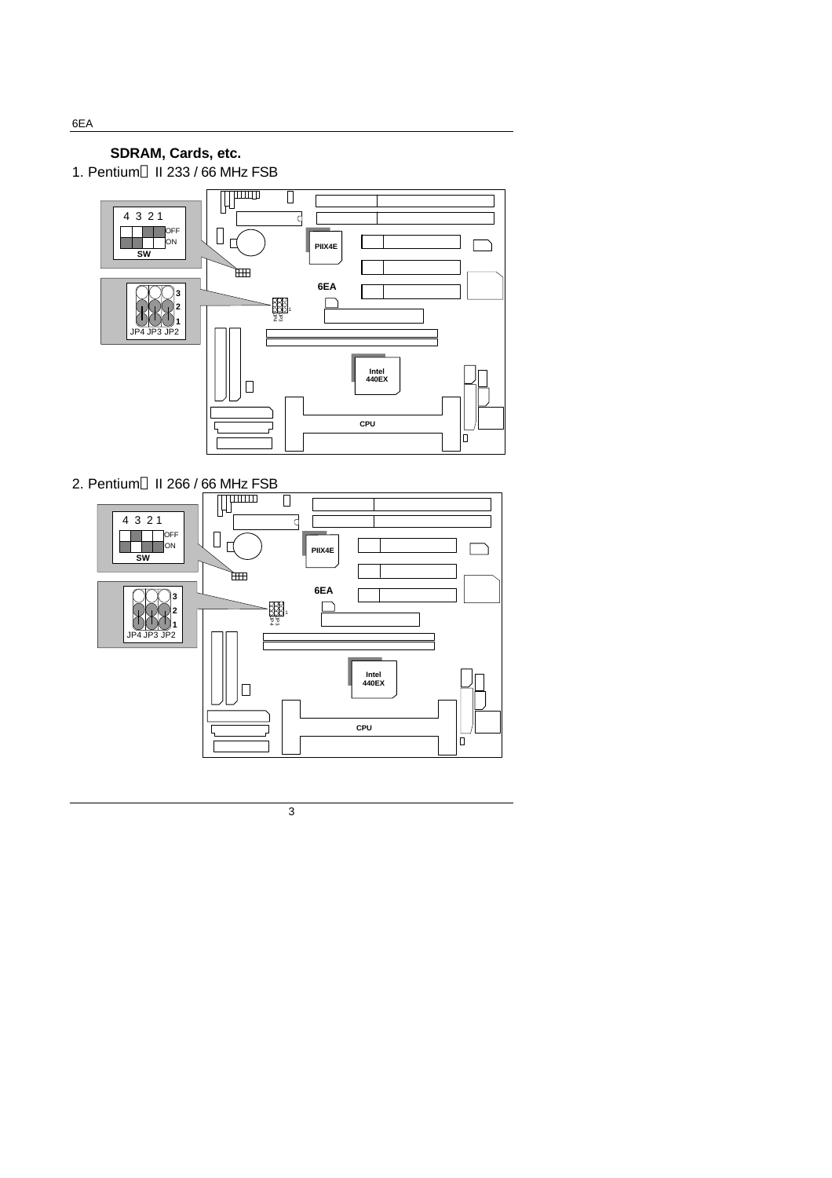**SDRAM, Cards, etc.**

1. Pentium II 233 / 66 MHz FSB

4 3 2 1

OFF

ON

SW

3

2

1

JP4 JP3 JP2

PIIX4E

6EA

Intel 440EX

CPU

2. Pentium II 266 / 66 MHz FSB

4 3 2 1

OFF

ON

SW

3

2

1

JP4 JP3 JP2

PIIX4E

6EA

Intel 440EX

CPU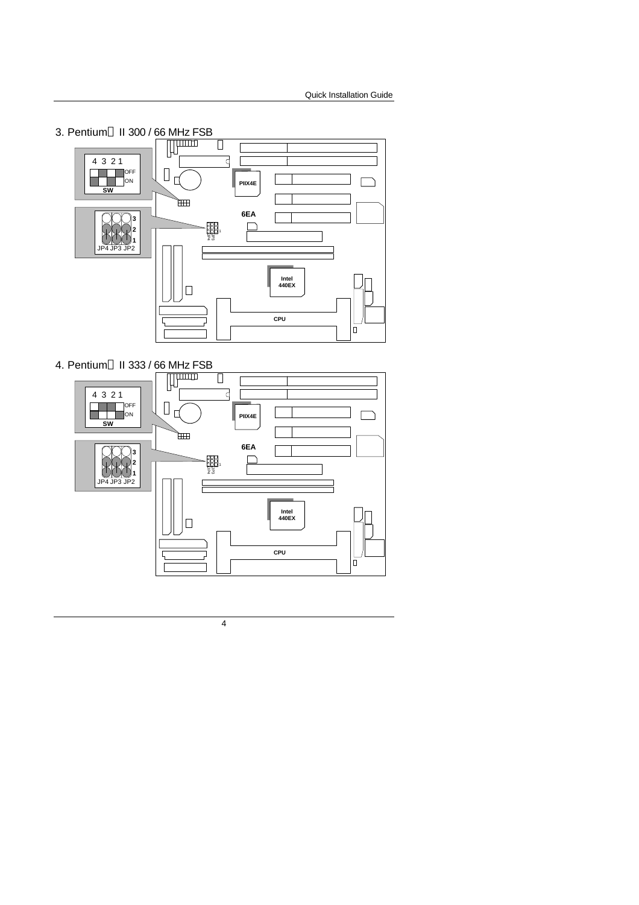3. Pentium® II 300 / 66 MHz FSB

SW: 4 3 2 1 (OFF / ON)

JP4 JP3 JP2 (3, 2, 1)

4. Pentium® II 333 / 66 MHz FSB

SW: 4 3 2 1 (OFF / ON)

JP4 JP3 JP2 (3, 2, 1)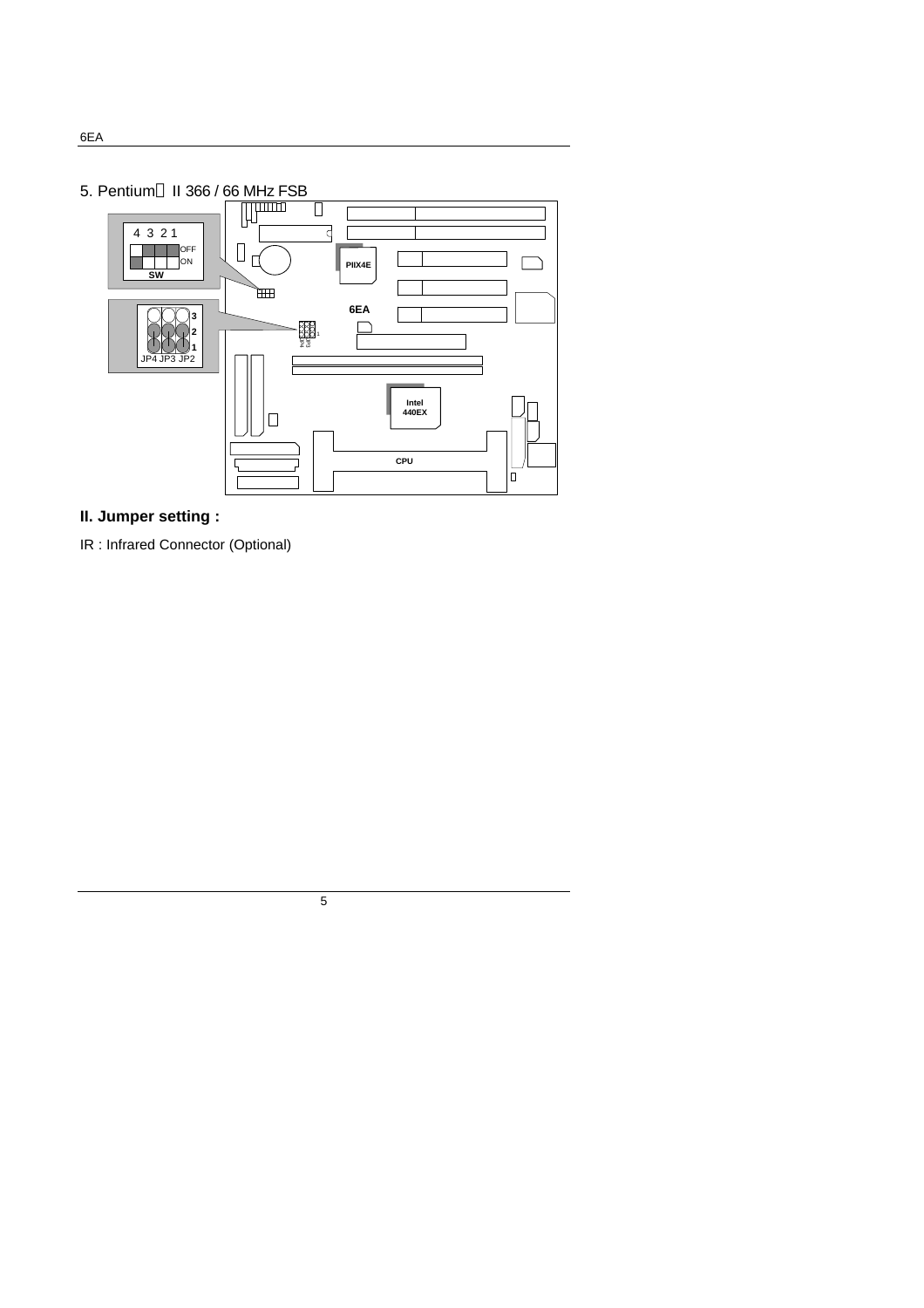5. Pentium II 366 / 66 MHz FSB

## II. Jumper setting :

IR : Infrared Connector (Optional)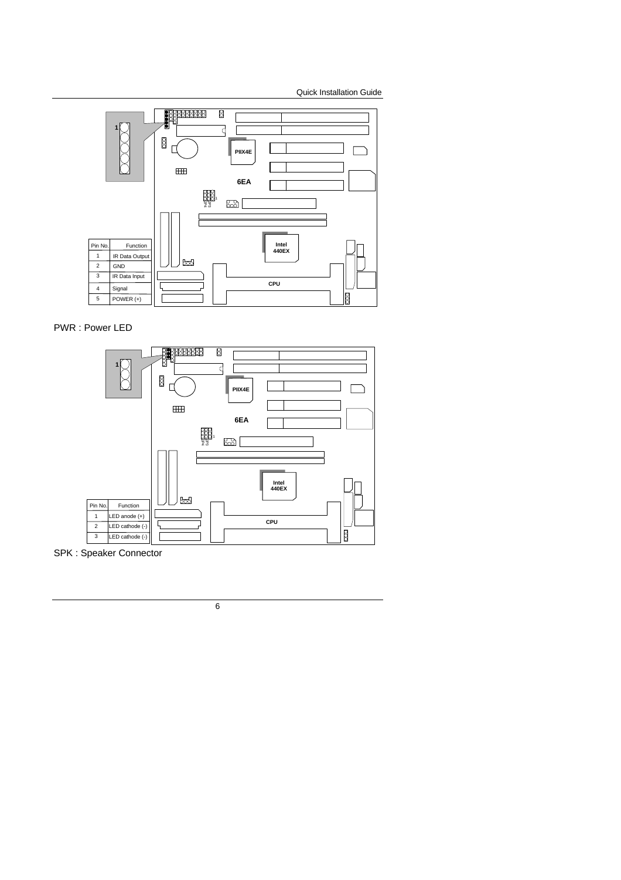| Pin No. | Function |
| --- | --- |
| 1 | IR Data Output |
| 2 | GND |
| 3 | IR Data Input |
| 4 | Signal |
| 5 | POWER (+) |

PWR : Power LED

| Pin No. | Function |
| --- | --- |
| 1 | LED anode (+) |
| 2 | LED cathode (-) |
| 3 | LED cathode (-) |

SPK : Speaker Connector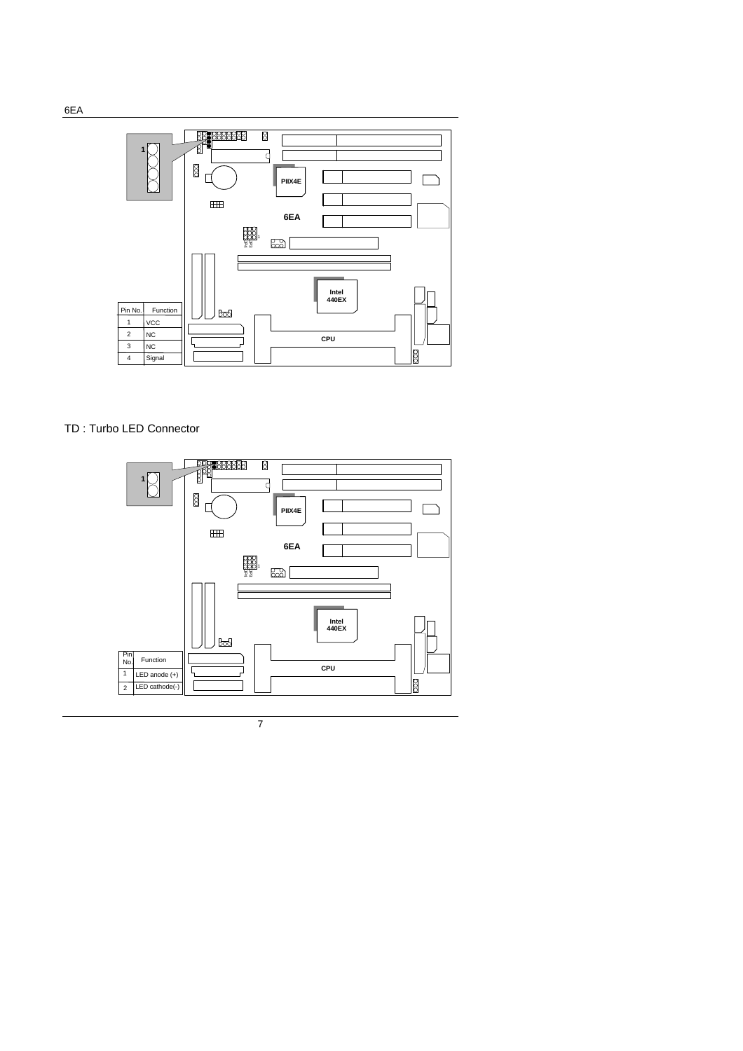| Pin No. | Function |
|---|---|
| 1 | VCC |
| 2 | NC |
| 3 | NC |
| 4 | Signal |

TD : Turbo LED Connector

| Pin No. | Function |
|---|---|
| 1 | LED anode (+) |
| 2 | LED cathode(-) |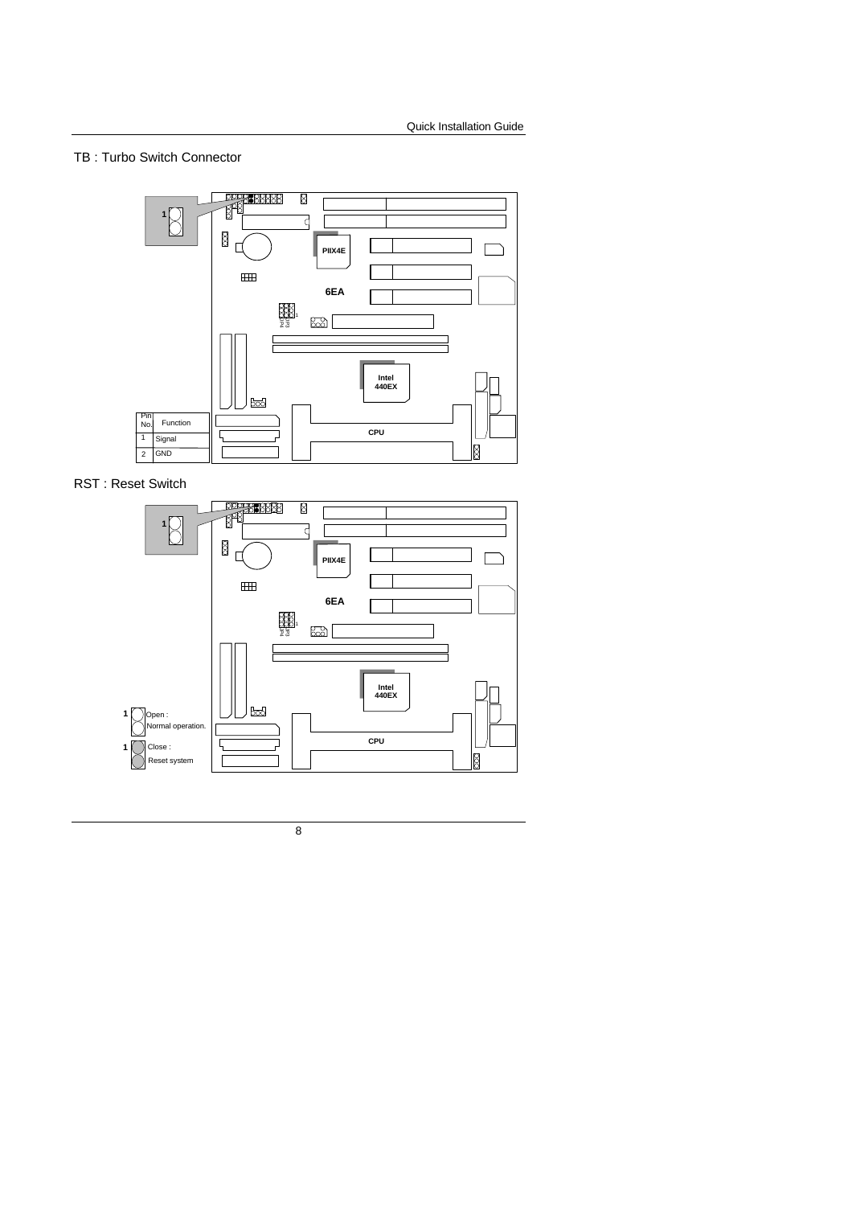## TB : Turbo Switch Connector

| Pin No. | Function |
|---|---|
| 1 | Signal |
| 2 | GND |

## RST : Reset Switch

1 Open : Normal operation.

1 Close : Reset system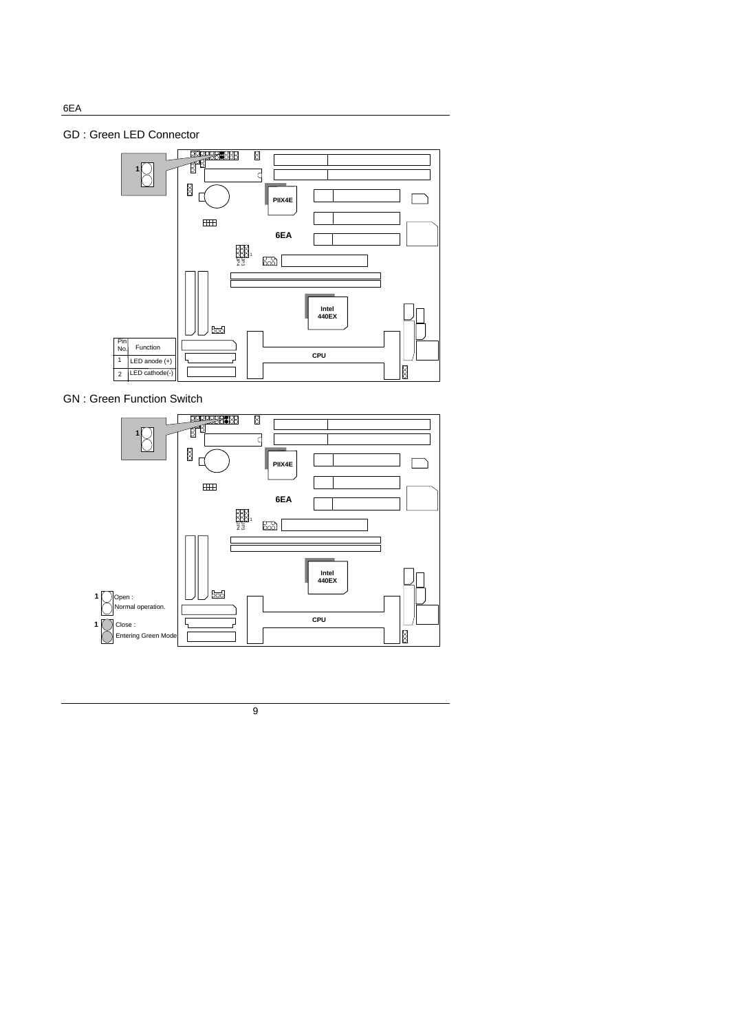## GD : Green LED Connector

| Pin No. | Function |
|---|---|
| 1 | LED anode (+) |
| 2 | LED cathode(-) |

## GN : Green Function Switch

1 Open : Normal operation.

1 Close : Entering Green Mode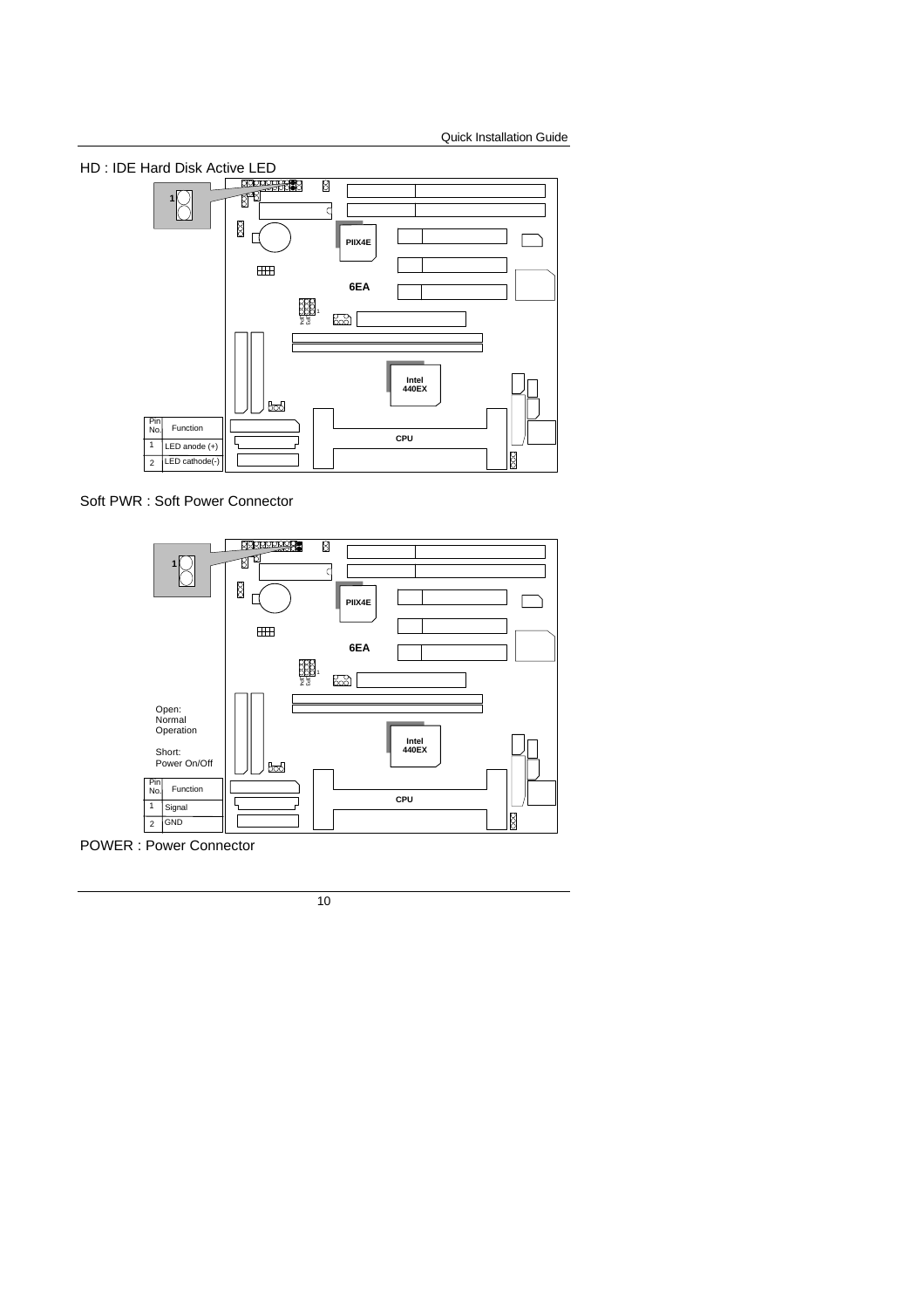HD : IDE Hard Disk Active LED

| Pin No. | Function |
|---|---|
| 1 | LED anode (+) |
| 2 | LED cathode(-) |

Soft PWR : Soft Power Connector

Open: Normal Operation

Short: Power On/Off

| Pin No. | Function |
|---|---|
| 1 | Signal |
| 2 | GND |

POWER : Power Connector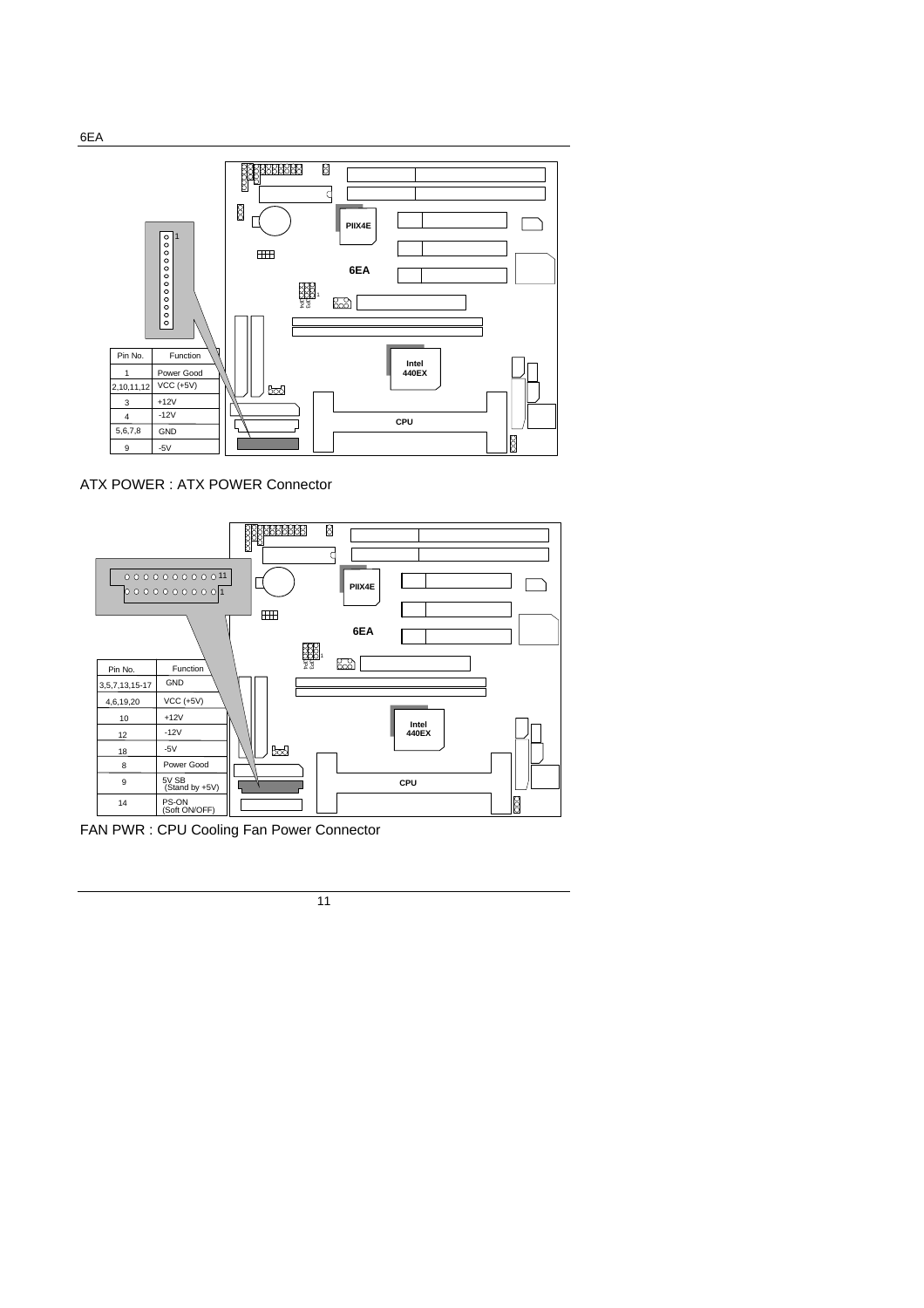| Pin No. | Function |
| --- | --- |
| 1 | Power Good |
| 2,10,11,12 | VCC (+5V) |
| 3 | +12V |
| 4 | -12V |
| 5,6,7,8 | GND |
| 9 | -5V |

ATX POWER : ATX POWER Connector

| Pin No. | Function |
| --- | --- |
| 3,5,7,13,15-17 | GND |
| 4,6,19,20 | VCC (+5V) |
| 10 | +12V |
| 12 | -12V |
| 18 | -5V |
| 8 | Power Good |
| 9 | 5V SB (Stand by +5V) |
| 14 | PS-ON (Soft ON/OFF) |

FAN PWR : CPU Cooling Fan Power Connector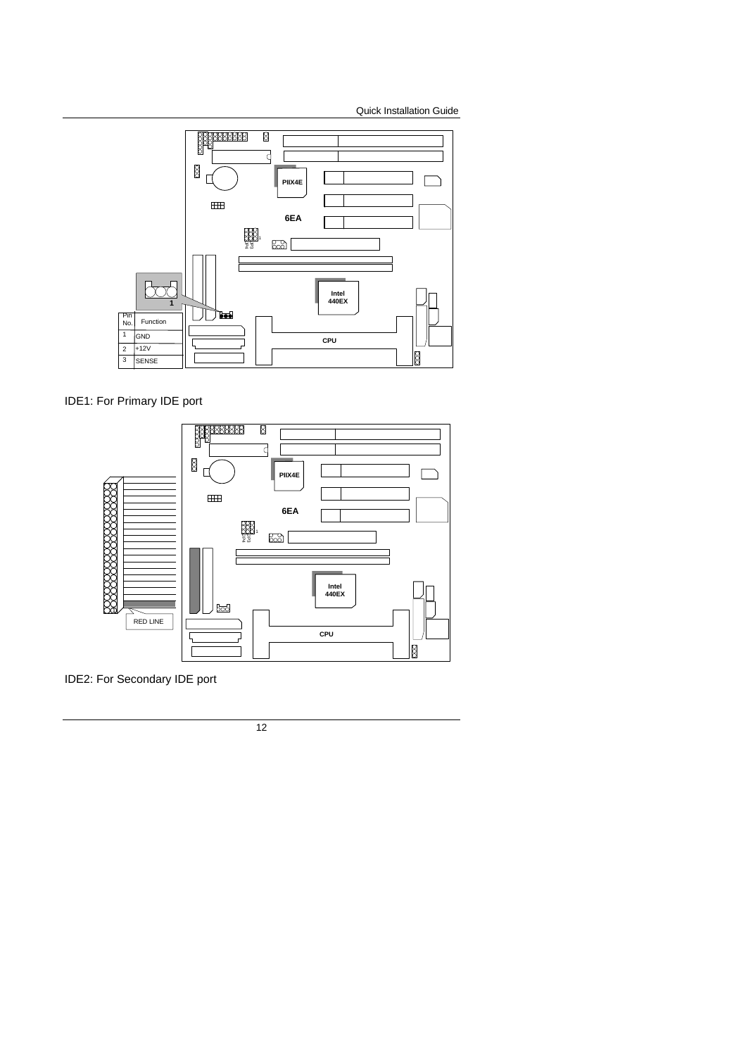| Pin No. | Function |
| --- | --- |
| 1 | GND |
| 2 | +12V |
| 3 | SENSE |

IDE1: For Primary IDE port

RED LINE

IDE2: For Secondary IDE port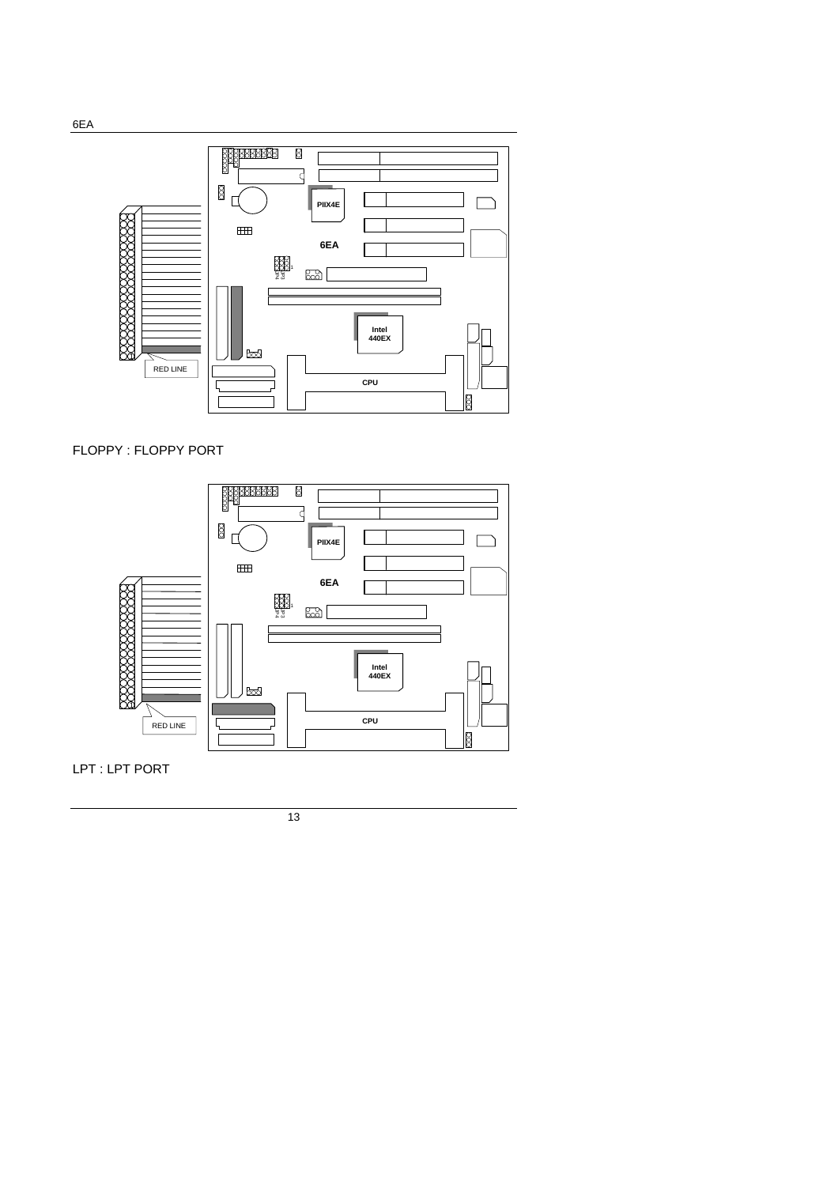FLOPPY : FLOPPY PORT

LPT : LPT PORT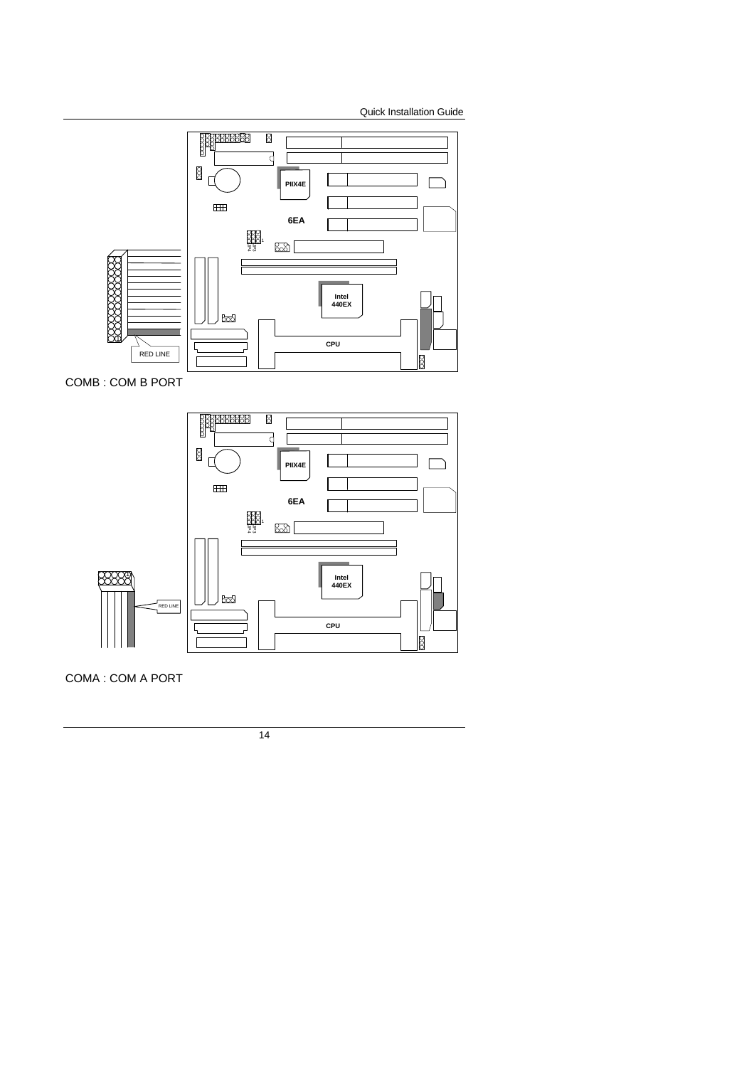COMB : COM B PORT

COMA : COM A PORT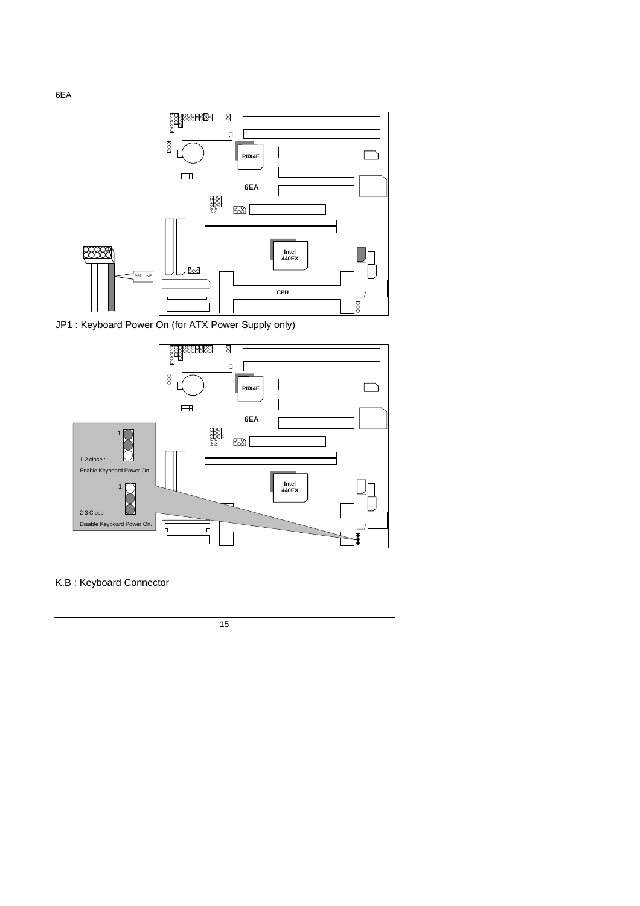JP1 : Keyboard Power On (for ATX Power Supply only)

1-2 close : Enable Keyboard Power On.

2-3 Close : Disable Keyboard Power On.

K.B : Keyboard Connector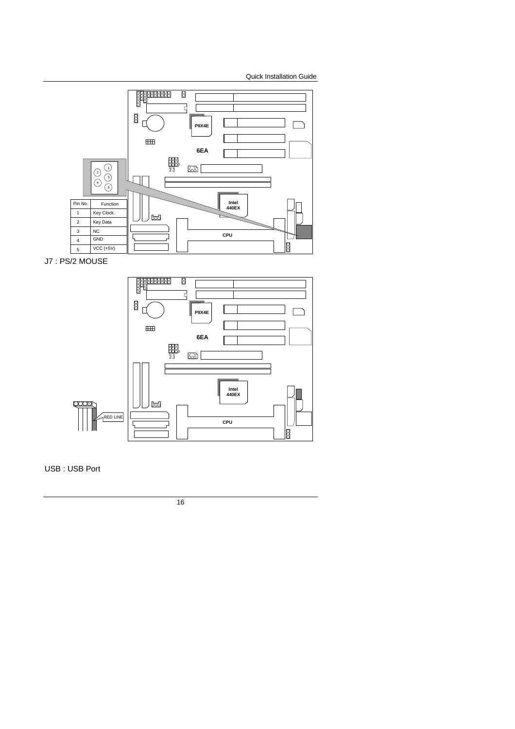| Pin No. | Function |
|---|---|
| 1 | Key Clock. |
| 2 | Key Data |
| 3 | NC |
| 4 | GND |
| 5 | VCC (+5V) |

J7 : PS/2 MOUSE

RED LINE

USB : USB Port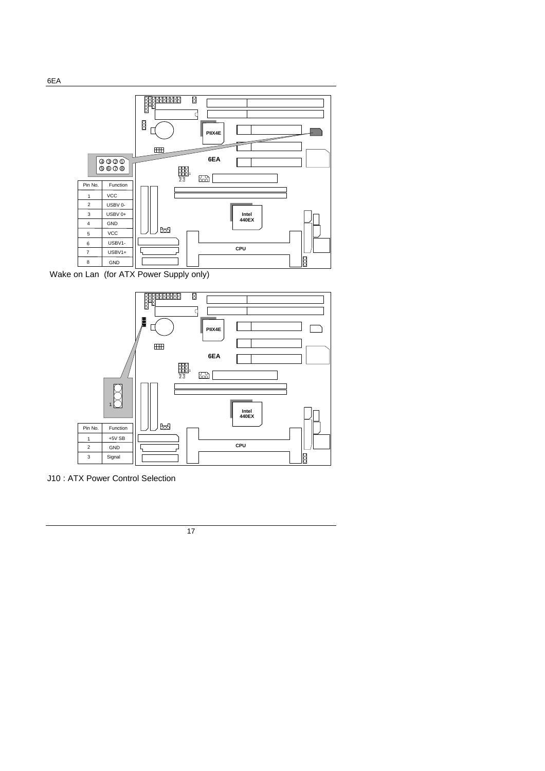| Pin No. | Function |
| --- | --- |
| 1 | VCC |
| 2 | USBV 0- |
| 3 | USBV 0+ |
| 4 | GND |
| 5 | VCC |
| 6 | USBV1- |
| 7 | USBV1+ |
| 8 | GND |

Wake on Lan (for ATX Power Supply only)

| Pin No. | Function |
| --- | --- |
| 1 | +5V SB |
| 2 | GND |
| 3 | Signal |

J10 : ATX Power Control Selection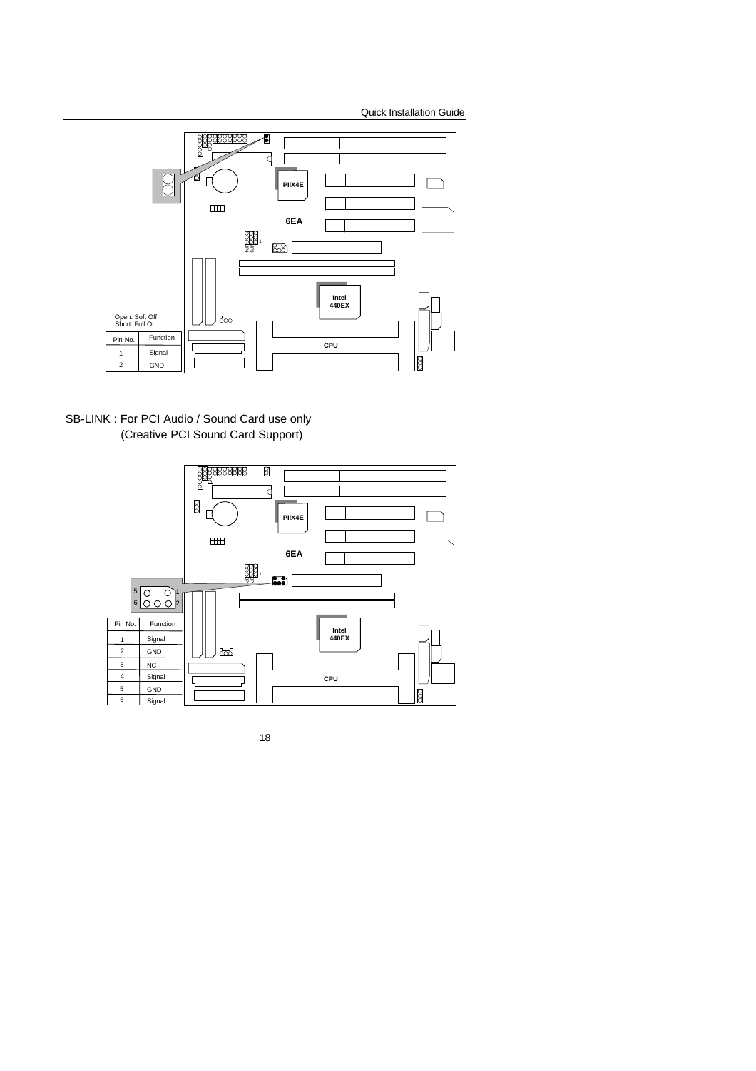Open: Soft Off
Short: Full On

| Pin No. | Function |
| --- | --- |
| 1 | Signal |
| 2 | GND |

SB-LINK : For PCI Audio / Sound Card use only
(Creative PCI Sound Card Support)

| Pin No. | Function |
| --- | --- |
| 1 | Signal |
| 2 | GND |
| 3 | NC |
| 4 | Signal |
| 5 | GND |
| 6 | Signal |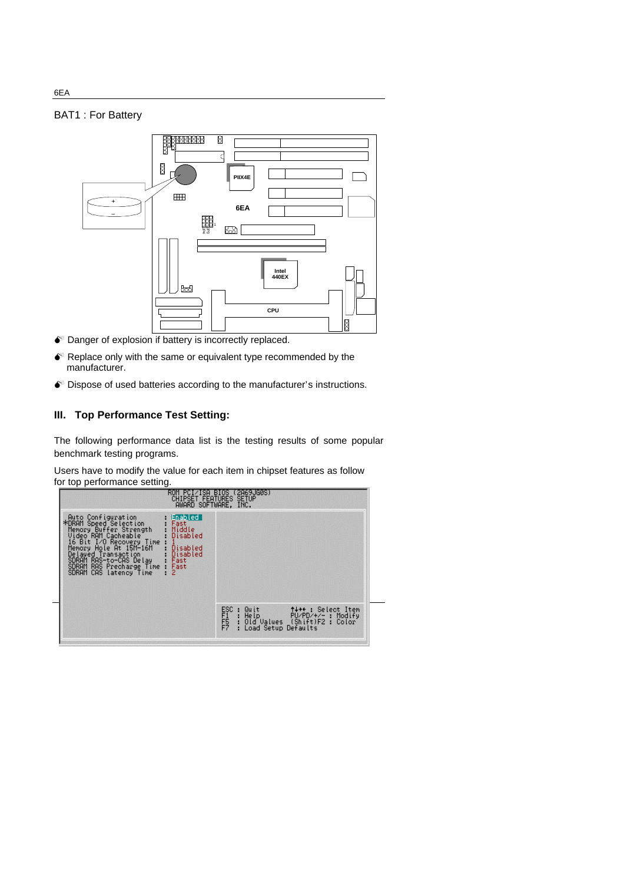BAT1 : For Battery

- Danger of explosion if battery is incorrectly replaced.
- Replace only with the same or equivalent type recommended by the manufacturer.
- Dispose of used batteries according to the manufacturer's instructions.

## III. Top Performance Test Setting:

The following performance data list is the testing results of some popular benchmark testing programs.

Users have to modify the value for each item in chipset features as follow for top performance setting.

```
ROM PCI/ISA BIOS (2A69JG0S)
CHIPSET FEATURES SETUP
AWARD SOFTWARE, INC.

 Auto Configuration          : Enabled
*DRAM Speed Selection        : Fast
 Memory Buffer Strength      : Middle
 Video RAM Cacheable         : Disabled
 16 Bit I/O Recovery Time    : 1
 Memory Hole At 15M-16M      : Disabled
 Delayed Transaction         : Disabled
 SDRAM RAS-to-CAS Delay      : Fast
 SDRAM RAS Precharge Time    : Fast
 SDRAM CAS latency Time      : 2

ESC : Quit          ↑↓→← : Select Item
F1  : Help          PU/PD/+/- : Modify
F5  : Old Values    (Shift)F2 : Color
F7  : Load Setup Defaults
```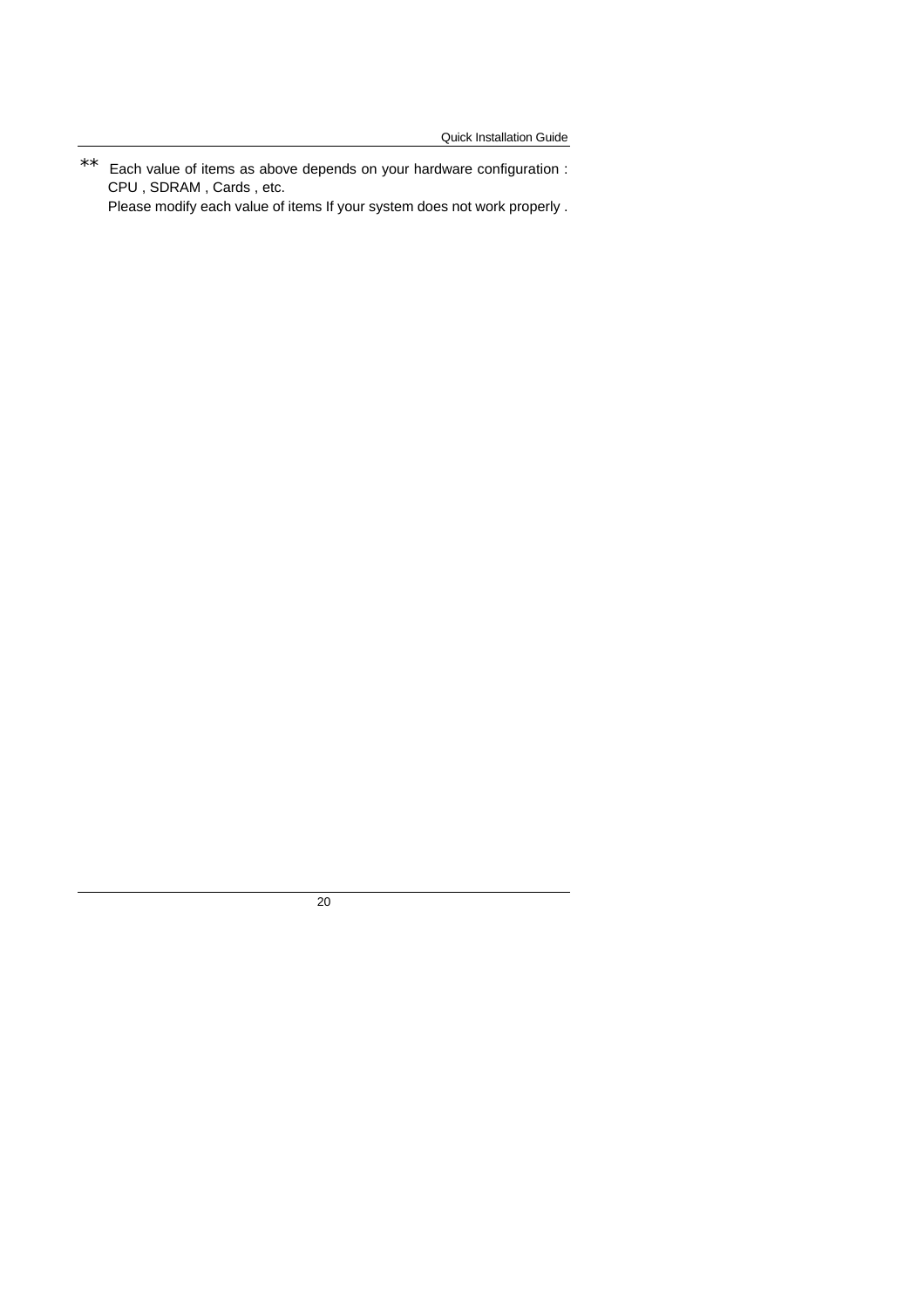** Each value of items as above depends on your hardware configuration : CPU , SDRAM , Cards , etc.
Please modify each value of items If your system does not work properly .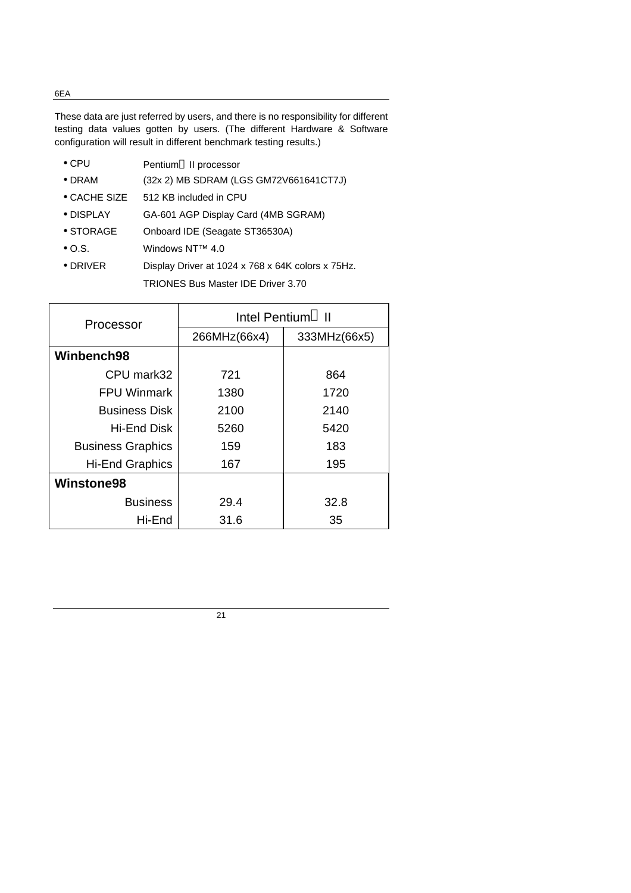These data are just referred by users, and there is no responsibility for different testing data values gotten by users. (The different Hardware & Software configuration will result in different benchmark testing results.)

- CPU Pentium II processor
- DRAM (32x 2) MB SDRAM (LGS GM72V661641CT7J)
- CACHE SIZE 512 KB included in CPU
- DISPLAY GA-601 AGP Display Card (4MB SGRAM)
- STORAGE Onboard IDE (Seagate ST36530A)
- O.S. Windows NT™ 4.0
- DRIVER Display Driver at 1024 x 768 x 64K colors x 75Hz.
  TRIONES Bus Master IDE Driver 3.70

| Processor | Intel Pentium II | |
|---|---|---|
| | 266MHz(66x4) | 333MHz(66x5) |
| **Winbench98** | | |
| CPU mark32 | 721 | 864 |
| FPU Winmark | 1380 | 1720 |
| Business Disk | 2100 | 2140 |
| Hi-End Disk | 5260 | 5420 |
| Business Graphics | 159 | 183 |
| Hi-End Graphics | 167 | 195 |
| **Winstone98** | | |
| Business | 29.4 | 32.8 |
| Hi-End | 31.6 | 35 |